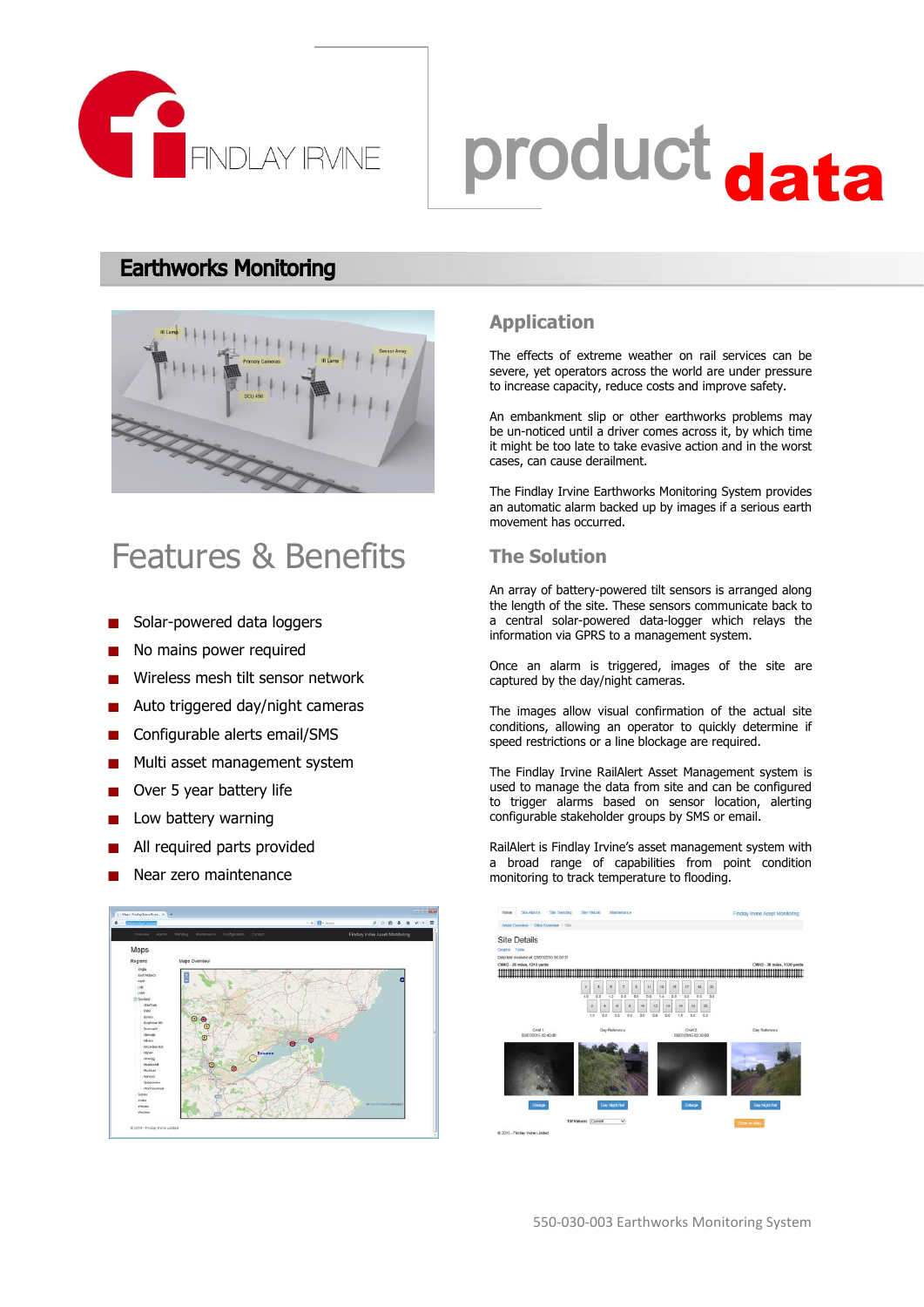# product data

## Earthworks Monitoring

## Features & Benefits

- Solar-powered data loggers
- No mains power required
- Wireless mesh tilt sensor network
- Auto triggered day/night cameras
- Configurable alerts email/SMS
- Multi asset management system
- Over 5 year battery life
- Low battery warning
- All required parts provided
- Near zero maintenance

## Application

The effects of extreme weather on rail services can be severe, yet operators across the world are under pressure to increase capacity, reduce costs and improve safety.

An embankment slip or other earthworks problems may be un-noticed until a driver comes across it, by which time it might be too late to take evasive action and in the worst cases, can cause derailment.

The Findlay Irvine Earthworks Monitoring System provides an automatic alarm backed up by images if a serious earth movement has occurred.

## The Solution

An array of battery-powered tilt sensors is arranged along the length of the site. These sensors communicate back to a central solar-powered data-logger which relays the information via GPRS to a management system.

Once an alarm is triggered, images of the site are captured by the day/night cameras.

The images allow visual confirmation of the actual site conditions, allowing an operator to quickly determine if speed restrictions or a line blockage are required.

The Findlay Irvine RailAlert Asset Management system is used to manage the data from site and can be configured to trigger alarms based on sensor location, alerting configurable stakeholder groups by SMS or email.

RailAlert is Findlay Irvine's asset management system with a broad range of capabilities from point condition monitoring to track temperature to flooding.

550-030-003 Earthworks Monitoring System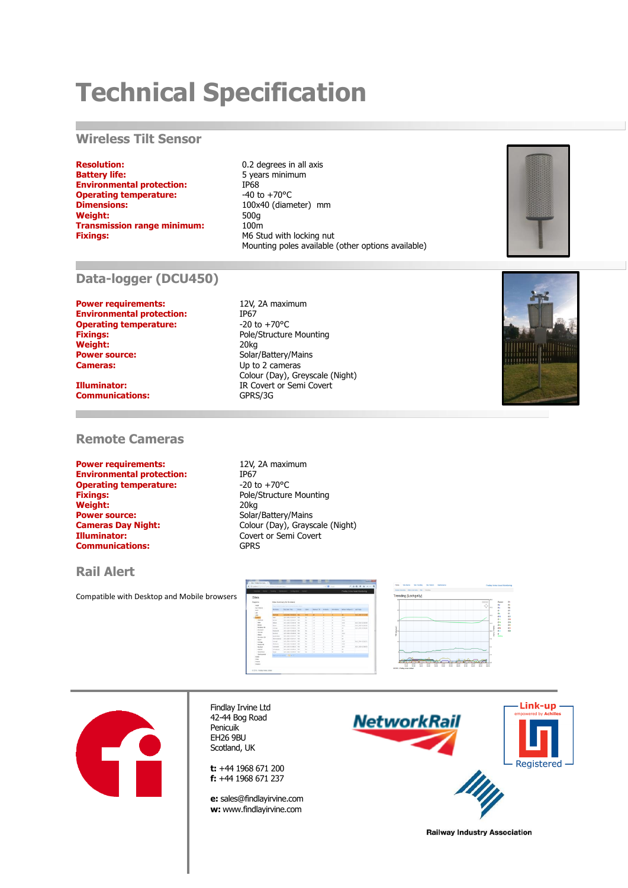# Technical Specification

## Wireless Tilt Sensor

| | |
|---|---|
| **Resolution:** | 0.2 degrees in all axis |
| **Battery life:** | 5 years minimum |
| **Environmental protection:** | IP68 |
| **Operating temperature:** | -40 to +70°C |
| **Dimensions:** | 100x40 (diameter) mm |
| **Weight:** | 500g |
| **Transmission range minimum:** | 100m |
| **Fixings:** | M6 Stud with locking nut<br>Mounting poles available (other options available) |

## Data-logger (DCU450)

| | |
|---|---|
| **Power requirements:** | 12V, 2A maximum |
| **Environmental protection:** | IP67 |
| **Operating temperature:** | -20 to +70°C |
| **Fixings:** | Pole/Structure Mounting |
| **Weight:** | 20kg |
| **Power source:** | Solar/Battery/Mains |
| **Cameras:** | Up to 2 cameras<br>Colour (Day), Greyscale (Night) |
| **Illuminator:** | IR Covert or Semi Covert |
| **Communications:** | GPRS/3G |

## Remote Cameras

| | |
|---|---|
| **Power requirements:** | 12V, 2A maximum |
| **Environmental protection:** | IP67 |
| **Operating temperature:** | -20 to +70°C |
| **Fixings:** | Pole/Structure Mounting |
| **Weight:** | 20kg |
| **Power source:** | Solar/Battery/Mains |
| **Cameras Day Night:** | Colour (Day), Greyscale (Night) |
| **Illuminator:** | Covert or Semi Covert |
| **Communications:** | GPRS |

## Rail Alert

Compatible with Desktop and Mobile browsers

Findlay Irvine Ltd
42-44 Bog Road
Penicuik
EH26 9BU
Scotland, UK

**t:** +44 1968 671 200
**f:** +44 1968 671 237

**e:** sales@findlayirvine.com
**w:** www.findlayirvine.com

NetworkRail

Link-up empowered by Achilles Registered

Railway Industry Association